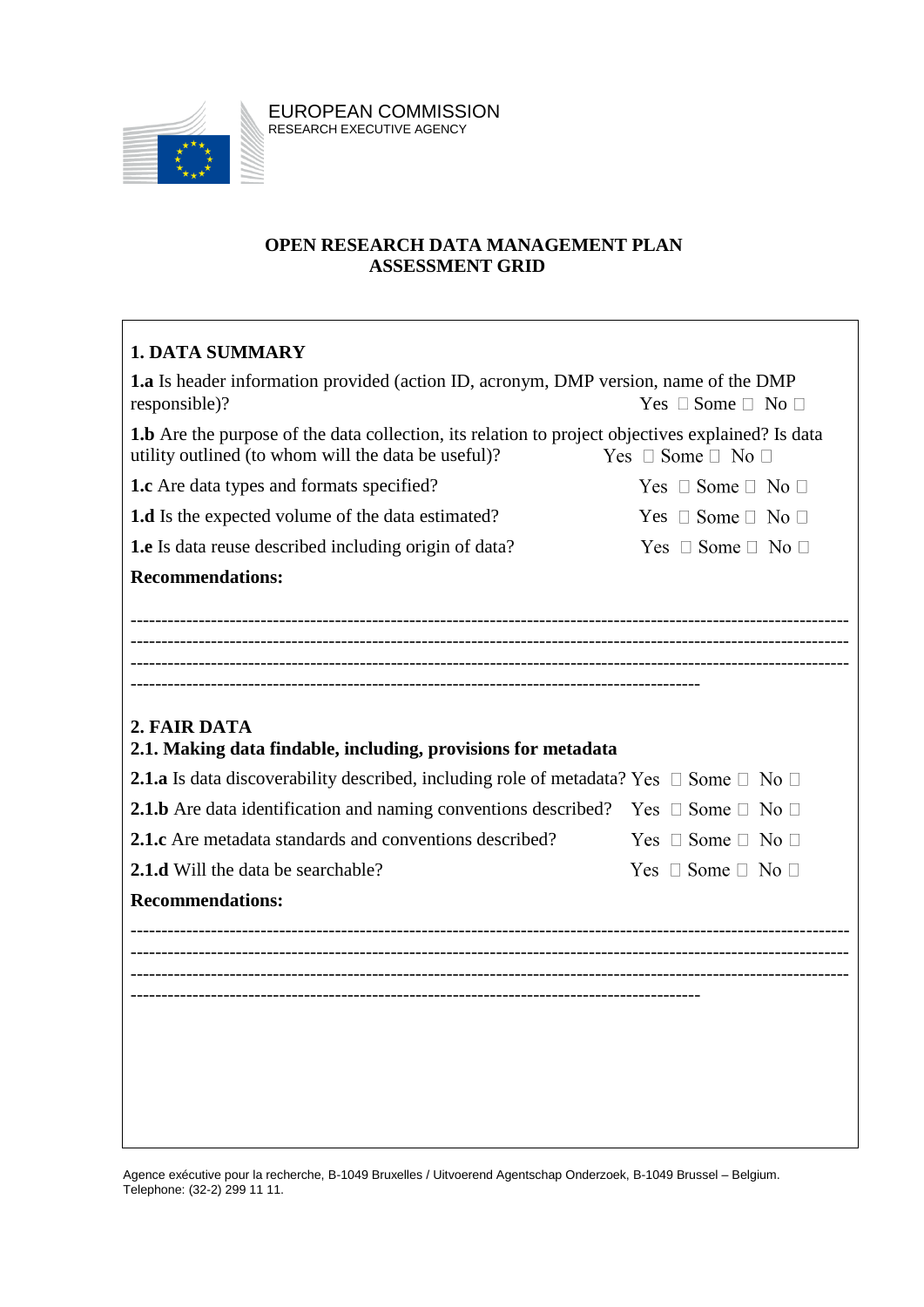EUROPEAN COMMISSION
RESEARCH EXECUTIVE AGENCY

**OPEN RESEARCH DATA MANAGEMENT PLAN**
**ASSESSMENT GRID**

## 1. DATA SUMMARY

**1.a** Is header information provided (action ID, acronym, DMP version, name of the DMP responsible)? Yes ☐ Some ☐ No ☐

**1.b** Are the purpose of the data collection, its relation to project objectives explained? Is data utility outlined (to whom will the data be useful)? Yes ☐ Some ☐ No ☐

**1.c** Are data types and formats specified? Yes ☐ Some ☐ No ☐

**1.d** Is the expected volume of the data estimated? Yes ☐ Some ☐ No ☐

**1.e** Is data reuse described including origin of data? Yes ☐ Some ☐ No ☐

**Recommendations:**

------------------------------------------------------------------------------------------------------------------
------------------------------------------------------------------------------------------------------------------
------------------------------------------------------------------------------------------------------------------
------------------------------------------------------------------------------------------

## 2. FAIR DATA

### 2.1. Making data findable, including, provisions for metadata

**2.1.a** Is data discoverability described, including role of metadata? Yes ☐ Some ☐ No ☐

**2.1.b** Are data identification and naming conventions described? Yes ☐ Some ☐ No ☐

**2.1.c** Are metadata standards and conventions described? Yes ☐ Some ☐ No ☐

**2.1.d** Will the data be searchable? Yes ☐ Some ☐ No ☐

**Recommendations:**

------------------------------------------------------------------------------------------------------------------
------------------------------------------------------------------------------------------------------------------
------------------------------------------------------------------------------------------------------------------
------------------------------------------------------------------------------------------

Agence exécutive pour la recherche, B-1049 Bruxelles / Uitvoerend Agentschap Onderzoek, B-1049 Brussel – Belgium.
Telephone: (32-2) 299 11 11.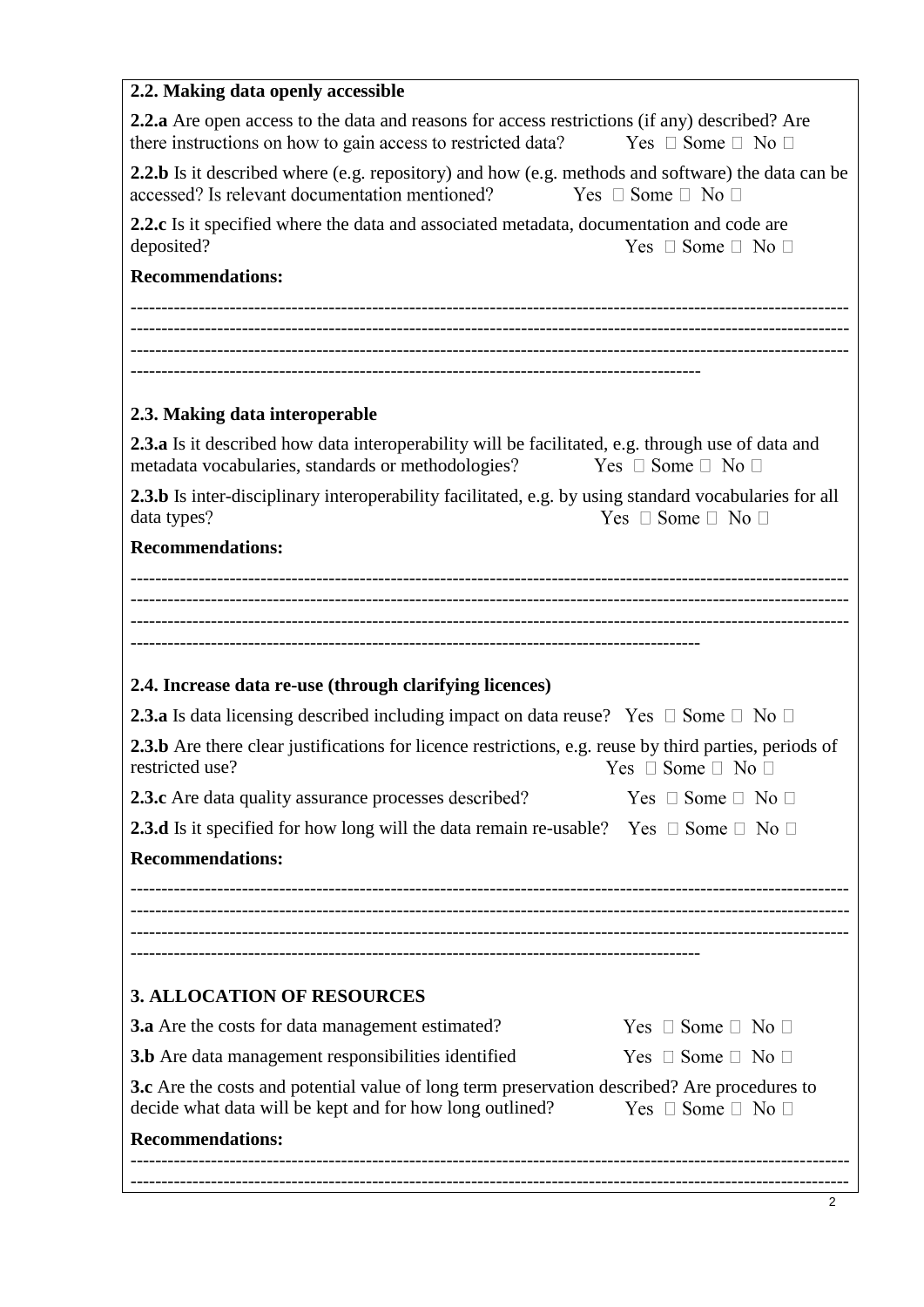### 2.2. Making data openly accessible

**2.2.a** Are open access to the data and reasons for access restrictions (if any) described? Are there instructions on how to gain access to restricted data? Yes ☐ Some ☐ No ☐

**2.2.b** Is it described where (e.g. repository) and how (e.g. methods and software) the data can be accessed? Is relevant documentation mentioned? Yes ☐ Some ☐ No ☐

**2.2.c** Is it specified where the data and associated metadata, documentation and code are deposited? Yes ☐ Some ☐ No ☐

**Recommendations:**

--------------------------------------------------------------------------------------------------------------
--------------------------------------------------------------------------------------------------------------
--------------------------------------------------------------------------------------------------------------
------------------------------------------------------------------------------------------

### 2.3. Making data interoperable

**2.3.a** Is it described how data interoperability will be facilitated, e.g. through use of data and metadata vocabularies, standards or methodologies? Yes ☐ Some ☐ No ☐

**2.3.b** Is inter-disciplinary interoperability facilitated, e.g. by using standard vocabularies for all data types? Yes ☐ Some ☐ No ☐

**Recommendations:**

--------------------------------------------------------------------------------------------------------------
--------------------------------------------------------------------------------------------------------------
--------------------------------------------------------------------------------------------------------------
------------------------------------------------------------------------------------------

### 2.4. Increase data re-use (through clarifying licences)

**2.3.a** Is data licensing described including impact on data reuse? Yes ☐ Some ☐ No ☐

**2.3.b** Are there clear justifications for licence restrictions, e.g. reuse by third parties, periods of restricted use? Yes ☐ Some ☐ No ☐

**2.3.c** Are data quality assurance processes described? Yes ☐ Some ☐ No ☐

**2.3.d** Is it specified for how long will the data remain re-usable? Yes ☐ Some ☐ No ☐

**Recommendations:**

--------------------------------------------------------------------------------------------------------------
--------------------------------------------------------------------------------------------------------------
--------------------------------------------------------------------------------------------------------------
------------------------------------------------------------------------------------------

## 3. ALLOCATION OF RESOURCES

**3.a** Are the costs for data management estimated? Yes ☐ Some ☐ No ☐

**3.b** Are data management responsibilities identified Yes ☐ Some ☐ No ☐

**3.c** Are the costs and potential value of long term preservation described? Are procedures to decide what data will be kept and for how long outlined? Yes ☐ Some ☐ No ☐

**Recommendations:**

--------------------------------------------------------------------------------------------------------------
--------------------------------------------------------------------------------------------------------------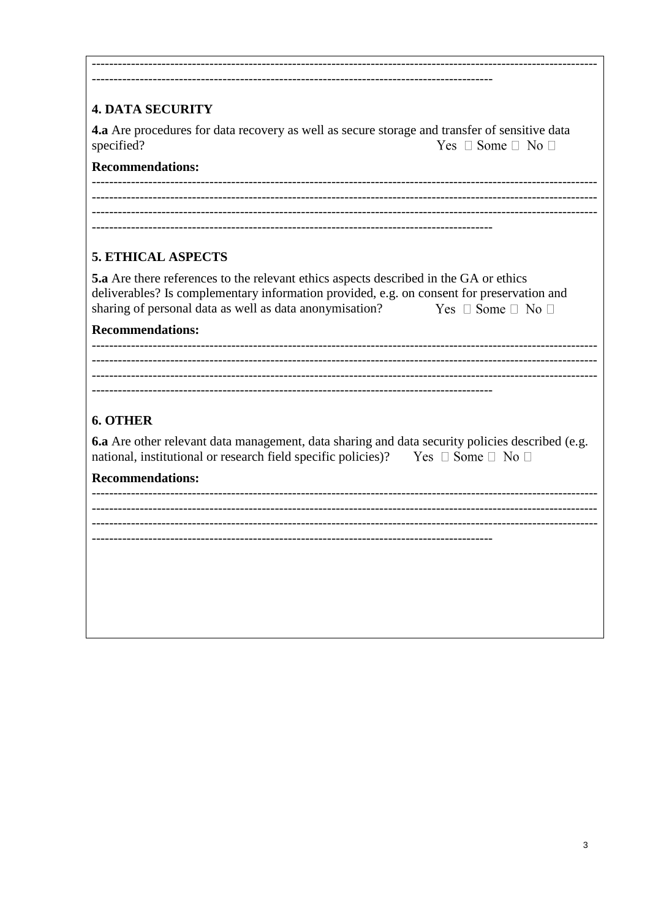---------------------------------------------------------------------------------------------------------------

------------------------------------------------------------------------------------------

## 4. DATA SECURITY

**4.a** Are procedures for data recovery as well as secure storage and transfer of sensitive data specified? Yes ☐ Some ☐ No ☐

**Recommendations:**

---------------------------------------------------------------------------------------------------------------

---------------------------------------------------------------------------------------------------------------

---------------------------------------------------------------------------------------------------------------

------------------------------------------------------------------------------------------

## 5. ETHICAL ASPECTS

**5.a** Are there references to the relevant ethics aspects described in the GA or ethics deliverables? Is complementary information provided, e.g. on consent for preservation and sharing of personal data as well as data anonymisation? Yes ☐ Some ☐ No ☐

**Recommendations:**

---------------------------------------------------------------------------------------------------------------

---------------------------------------------------------------------------------------------------------------

---------------------------------------------------------------------------------------------------------------

------------------------------------------------------------------------------------------

## 6. OTHER

**6.a** Are other relevant data management, data sharing and data security policies described (e.g. national, institutional or research field specific policies)? Yes ☐ Some ☐ No ☐

**Recommendations:**

---------------------------------------------------------------------------------------------------------------

---------------------------------------------------------------------------------------------------------------

---------------------------------------------------------------------------------------------------------------

------------------------------------------------------------------------------------------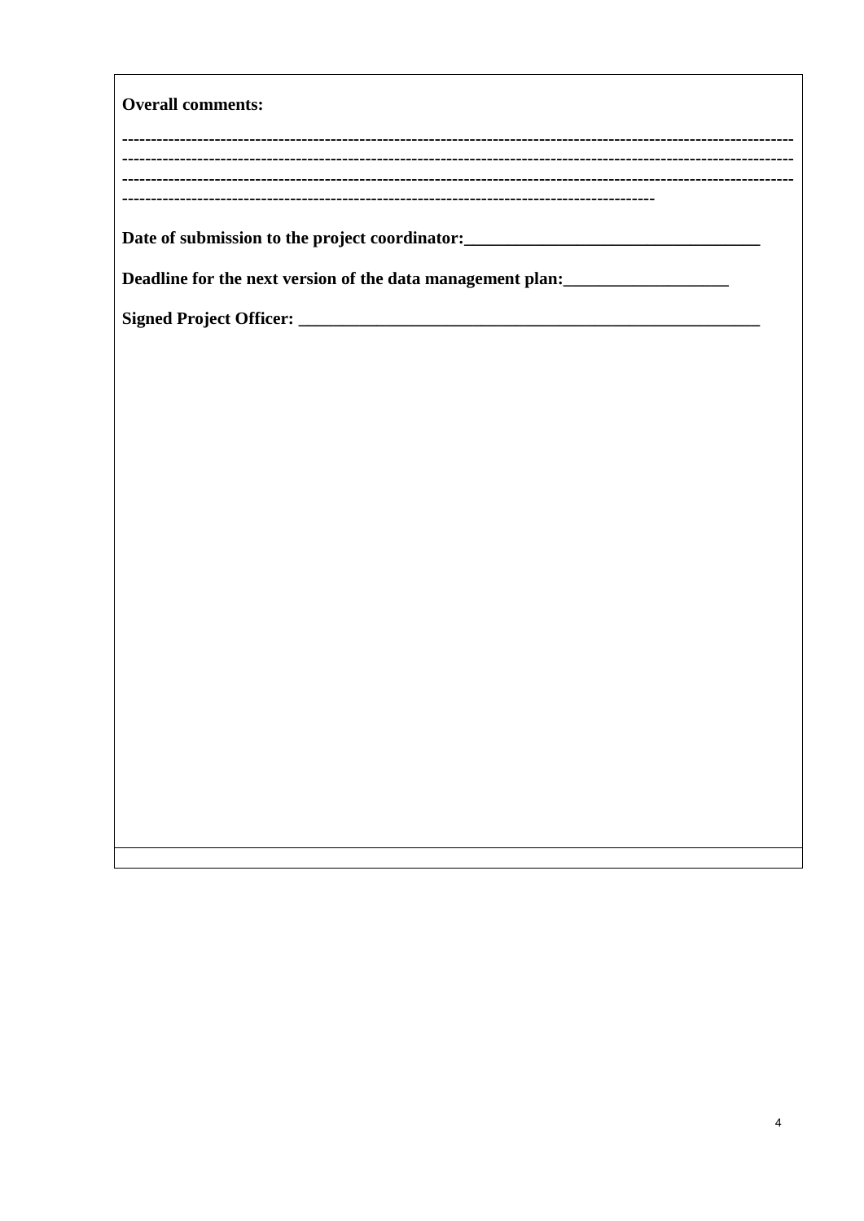**Overall comments:**

------------------------------------------------------------------------------------------------------------------
------------------------------------------------------------------------------------------------------------------
------------------------------------------------------------------------------------------------------------------
------------------------------------------------------------------------------------------

**Date of submission to the project coordinator:**__________________________________

**Deadline for the next version of the data management plan:**___________________

**Signed Project Officer:** ______________________________________________________